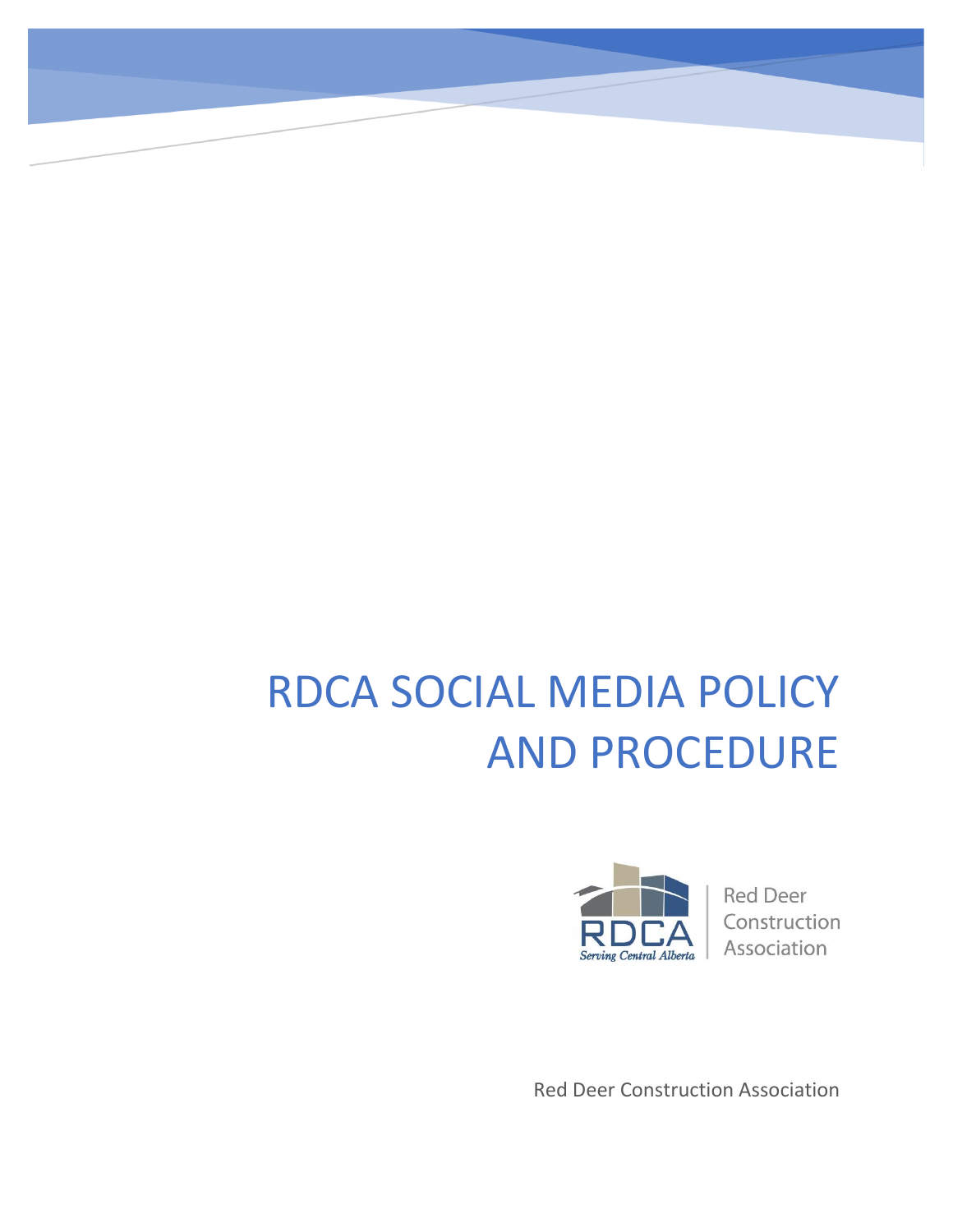# RDCA SOCIAL MEDIA POLICY AND PROCEDURE

RDCA
Serving Central Alberta

Red Deer Construction Association

Red Deer Construction Association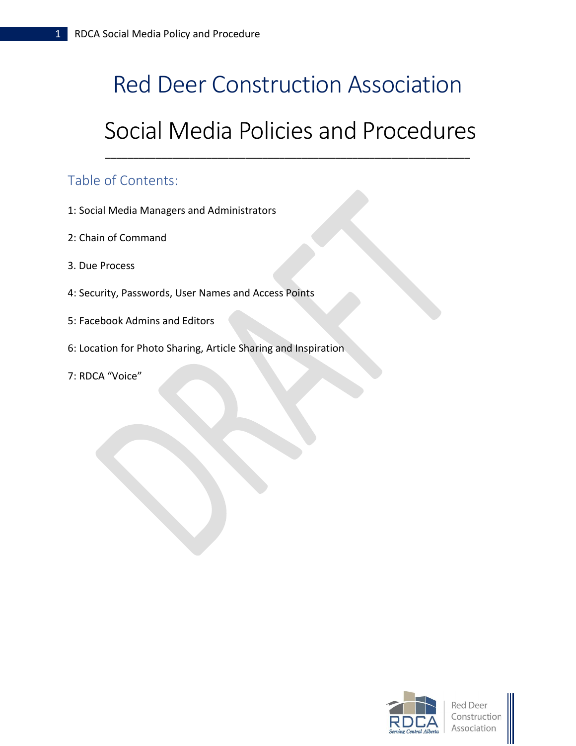# Red Deer Construction Association

# Social Media Policies and Procedures

---

## Table of Contents:

1: Social Media Managers and Administrators

2: Chain of Command

3. Due Process

4: Security, Passwords, User Names and Access Points

5: Facebook Admins and Editors

6: Location for Photo Sharing, Article Sharing and Inspiration

7: RDCA "Voice"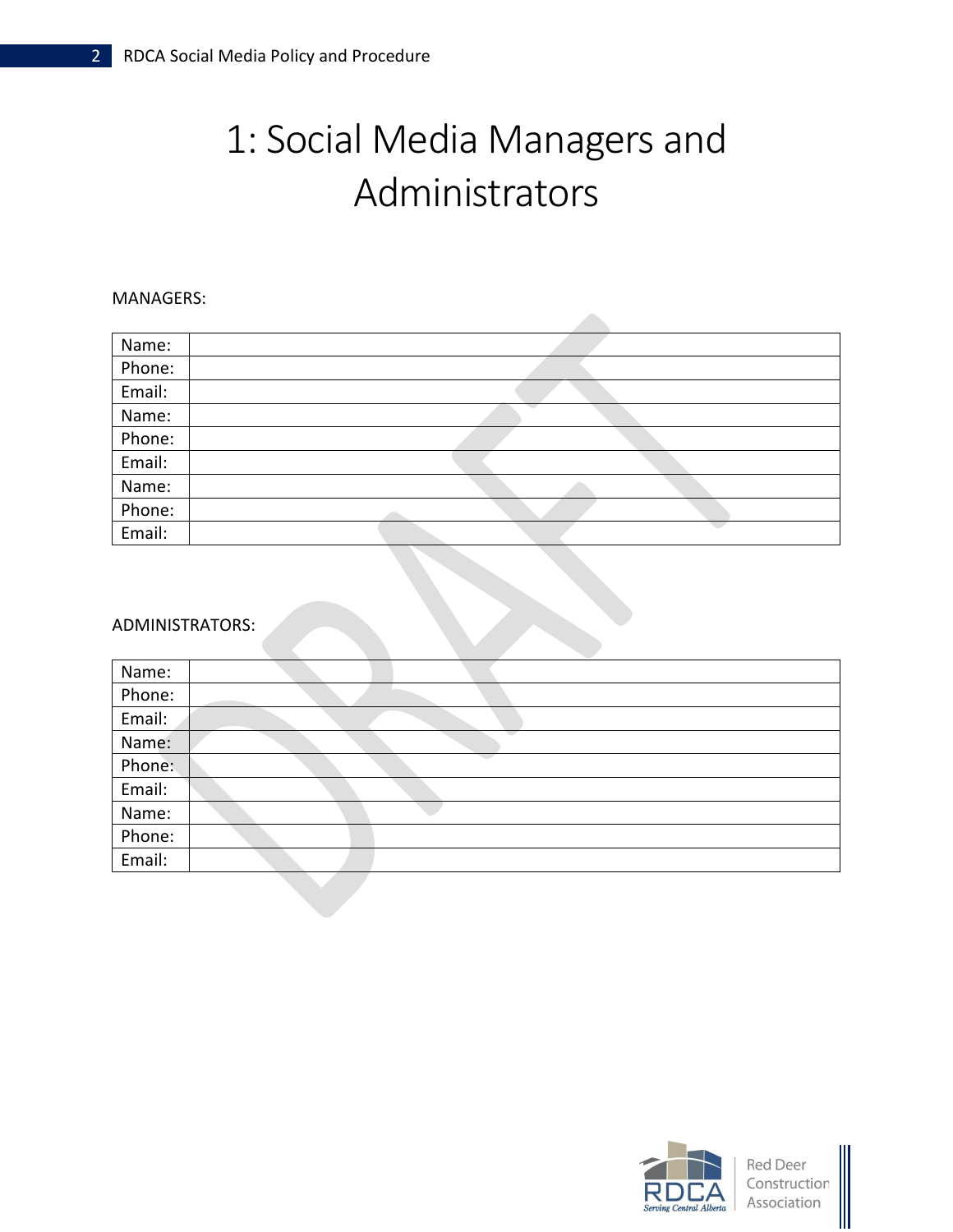# 1: Social Media Managers and Administrators

MANAGERS:

| Name: | |
|---|---|
| Phone: | |
| Email: | |
| Name: | |
| Phone: | |
| Email: | |
| Name: | |
| Phone: | |
| Email: | |

ADMINISTRATORS:

| Name: | |
|---|---|
| Phone: | |
| Email: | |
| Name: | |
| Phone: | |
| Email: | |
| Name: | |
| Phone: | |
| Email: | |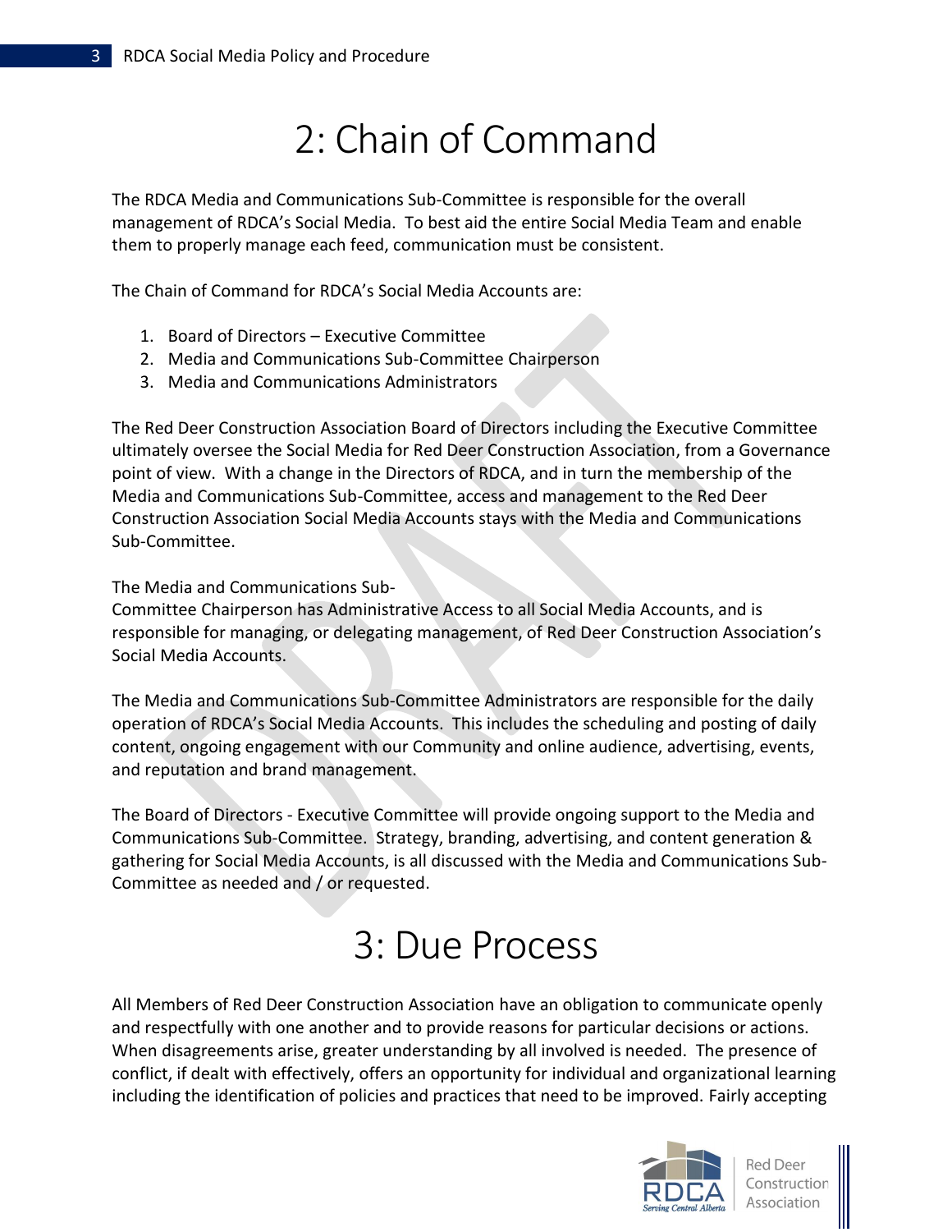# 2: Chain of Command

The RDCA Media and Communications Sub-Committee is responsible for the overall management of RDCA's Social Media. To best aid the entire Social Media Team and enable them to properly manage each feed, communication must be consistent.

The Chain of Command for RDCA's Social Media Accounts are:

1. Board of Directors – Executive Committee
2. Media and Communications Sub-Committee Chairperson
3. Media and Communications Administrators

The Red Deer Construction Association Board of Directors including the Executive Committee ultimately oversee the Social Media for Red Deer Construction Association, from a Governance point of view. With a change in the Directors of RDCA, and in turn the membership of the Media and Communications Sub-Committee, access and management to the Red Deer Construction Association Social Media Accounts stays with the Media and Communications Sub-Committee.

The Media and Communications Sub-Committee Chairperson has Administrative Access to all Social Media Accounts, and is responsible for managing, or delegating management, of Red Deer Construction Association's Social Media Accounts.

The Media and Communications Sub-Committee Administrators are responsible for the daily operation of RDCA's Social Media Accounts. This includes the scheduling and posting of daily content, ongoing engagement with our Community and online audience, advertising, events, and reputation and brand management.

The Board of Directors - Executive Committee will provide ongoing support to the Media and Communications Sub-Committee. Strategy, branding, advertising, and content generation & gathering for Social Media Accounts, is all discussed with the Media and Communications Sub-Committee as needed and / or requested.

# 3: Due Process

All Members of Red Deer Construction Association have an obligation to communicate openly and respectfully with one another and to provide reasons for particular decisions or actions. When disagreements arise, greater understanding by all involved is needed. The presence of conflict, if dealt with effectively, offers an opportunity for individual and organizational learning including the identification of policies and practices that need to be improved. Fairly accepting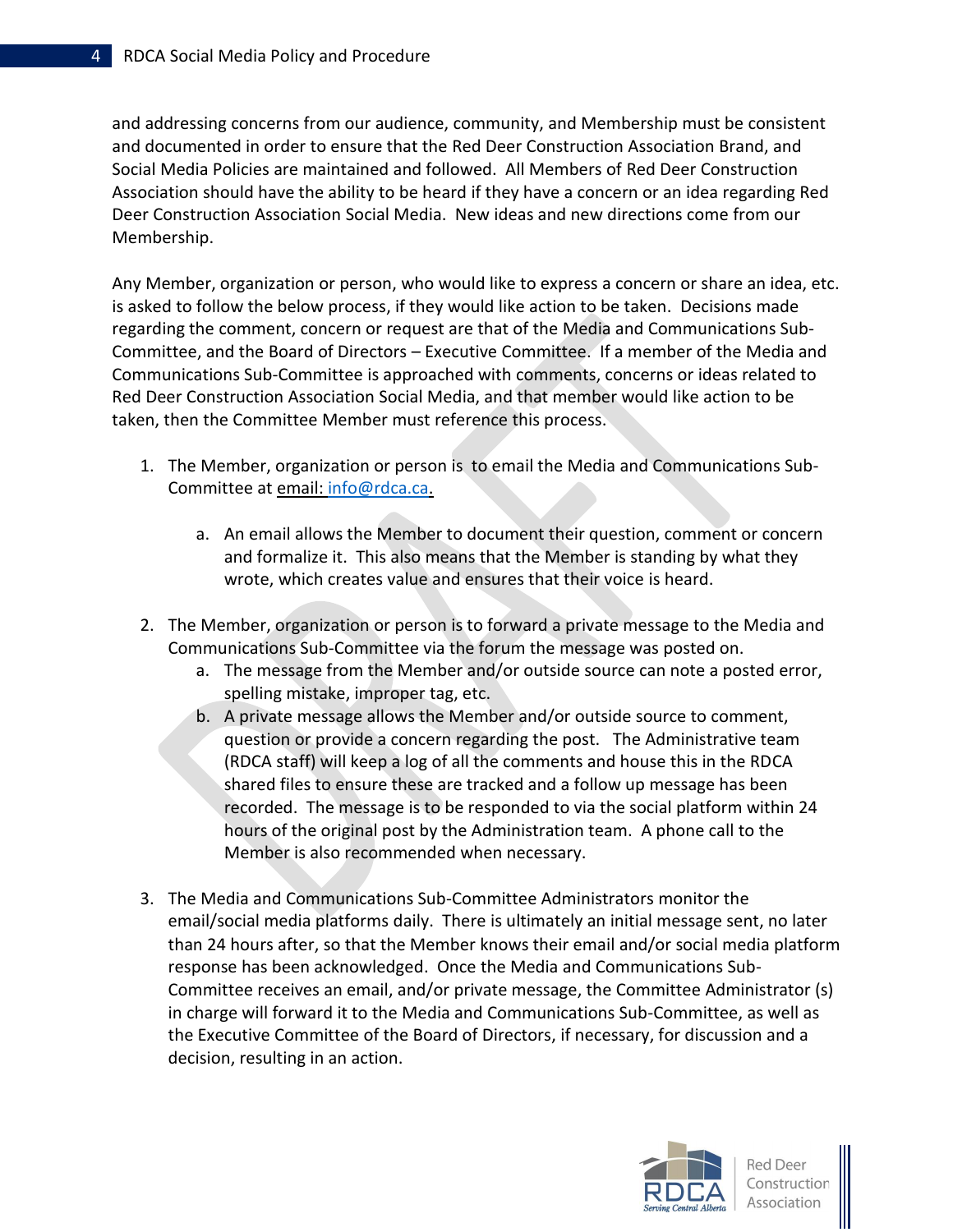and addressing concerns from our audience, community, and Membership must be consistent and documented in order to ensure that the Red Deer Construction Association Brand, and Social Media Policies are maintained and followed. All Members of Red Deer Construction Association should have the ability to be heard if they have a concern or an idea regarding Red Deer Construction Association Social Media. New ideas and new directions come from our Membership.

Any Member, organization or person, who would like to express a concern or share an idea, etc. is asked to follow the below process, if they would like action to be taken. Decisions made regarding the comment, concern or request are that of the Media and Communications Sub-Committee, and the Board of Directors – Executive Committee. If a member of the Media and Communications Sub-Committee is approached with comments, concerns or ideas related to Red Deer Construction Association Social Media, and that member would like action to be taken, then the Committee Member must reference this process.

1. The Member, organization or person is to email the Media and Communications Sub-Committee at email: info@rdca.ca.

    a. An email allows the Member to document their question, comment or concern and formalize it. This also means that the Member is standing by what they wrote, which creates value and ensures that their voice is heard.

2. The Member, organization or person is to forward a private message to the Media and Communications Sub-Committee via the forum the message was posted on.
    a. The message from the Member and/or outside source can note a posted error, spelling mistake, improper tag, etc.
    b. A private message allows the Member and/or outside source to comment, question or provide a concern regarding the post. The Administrative team (RDCA staff) will keep a log of all the comments and house this in the RDCA shared files to ensure these are tracked and a follow up message has been recorded. The message is to be responded to via the social platform within 24 hours of the original post by the Administration team. A phone call to the Member is also recommended when necessary.

3. The Media and Communications Sub-Committee Administrators monitor the email/social media platforms daily. There is ultimately an initial message sent, no later than 24 hours after, so that the Member knows their email and/or social media platform response has been acknowledged. Once the Media and Communications Sub-Committee receives an email, and/or private message, the Committee Administrator (s) in charge will forward it to the Media and Communications Sub-Committee, as well as the Executive Committee of the Board of Directors, if necessary, for discussion and a decision, resulting in an action.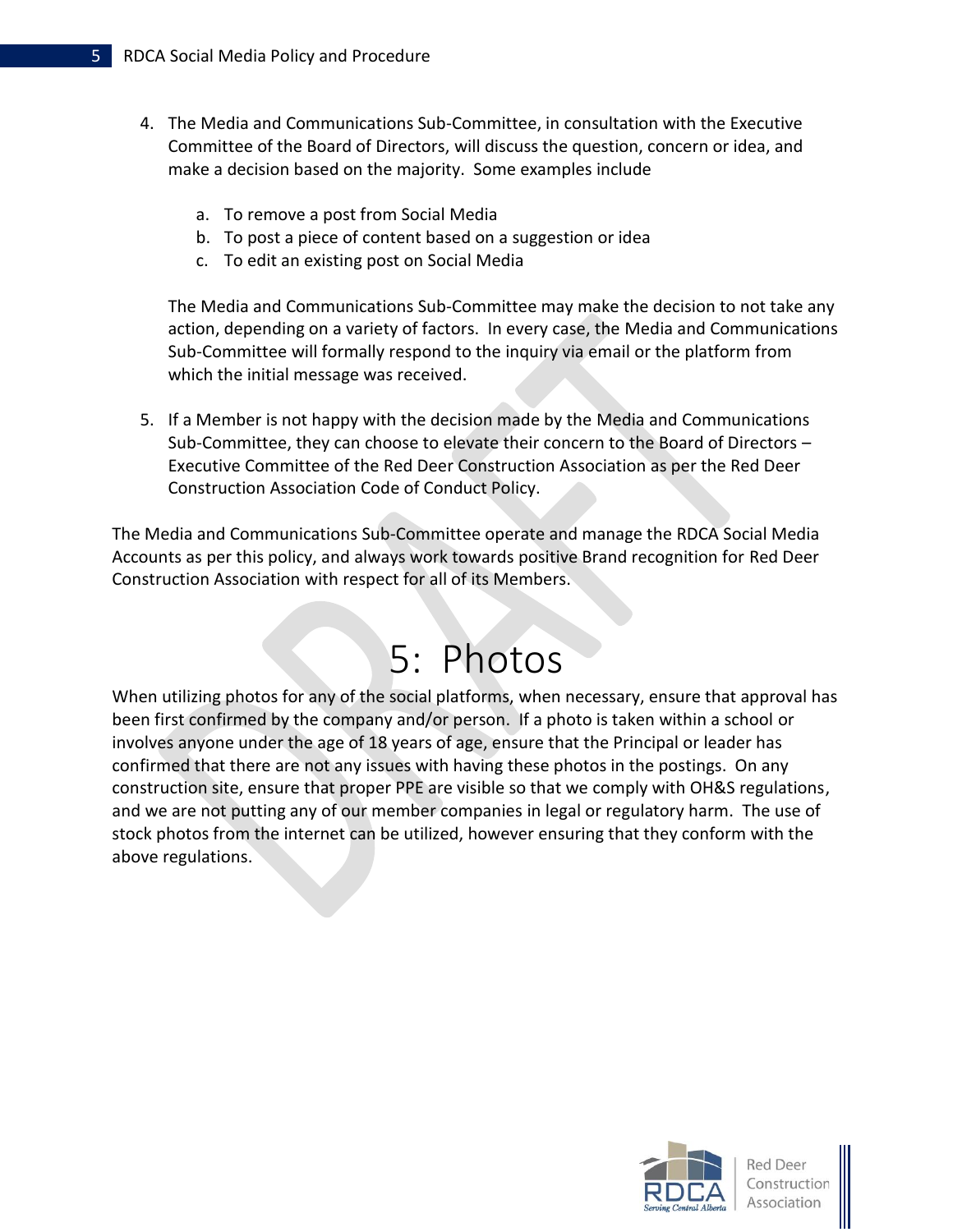4. The Media and Communications Sub-Committee, in consultation with the Executive Committee of the Board of Directors, will discuss the question, concern or idea, and make a decision based on the majority. Some examples include

   a. To remove a post from Social Media
   b. To post a piece of content based on a suggestion or idea
   c. To edit an existing post on Social Media

   The Media and Communications Sub-Committee may make the decision to not take any action, depending on a variety of factors. In every case, the Media and Communications Sub-Committee will formally respond to the inquiry via email or the platform from which the initial message was received.

5. If a Member is not happy with the decision made by the Media and Communications Sub-Committee, they can choose to elevate their concern to the Board of Directors – Executive Committee of the Red Deer Construction Association as per the Red Deer Construction Association Code of Conduct Policy.

The Media and Communications Sub-Committee operate and manage the RDCA Social Media Accounts as per this policy, and always work towards positive Brand recognition for Red Deer Construction Association with respect for all of its Members.

# 5: Photos

When utilizing photos for any of the social platforms, when necessary, ensure that approval has been first confirmed by the company and/or person. If a photo is taken within a school or involves anyone under the age of 18 years of age, ensure that the Principal or leader has confirmed that there are not any issues with having these photos in the postings. On any construction site, ensure that proper PPE are visible so that we comply with OH&S regulations, and we are not putting any of our member companies in legal or regulatory harm. The use of stock photos from the internet can be utilized, however ensuring that they conform with the above regulations.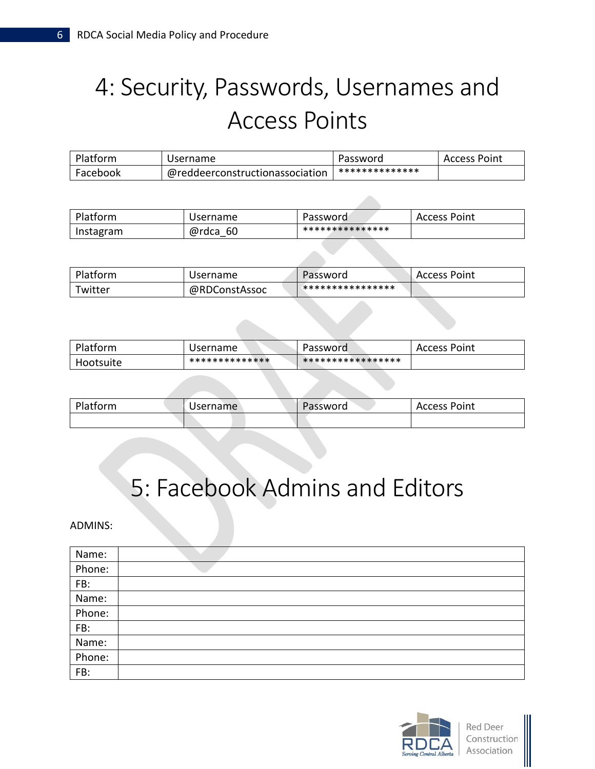# 4: Security, Passwords, Usernames and Access Points

| Platform | Username | Password | Access Point |
|---|---|---|---|
| Facebook | @reddeerconstructionassociation | ************** | |

| Platform | Username | Password | Access Point |
|---|---|---|---|
| Instagram | @rdca_60 | *************** | |

| Platform | Username | Password | Access Point |
|---|---|---|---|
| Twitter | @RDConstAssoc | **************** | |

| Platform | Username | Password | Access Point |
|---|---|---|---|
| Hootsuite | ************** | ***************** | |

| Platform | Username | Password | Access Point |
|---|---|---|---|
| | | | |

# 5: Facebook Admins and Editors

ADMINS:

| | |
|---|---|
| Name: | |
| Phone: | |
| FB: | |
| Name: | |
| Phone: | |
| FB: | |
| Name: | |
| Phone: | |
| FB: | |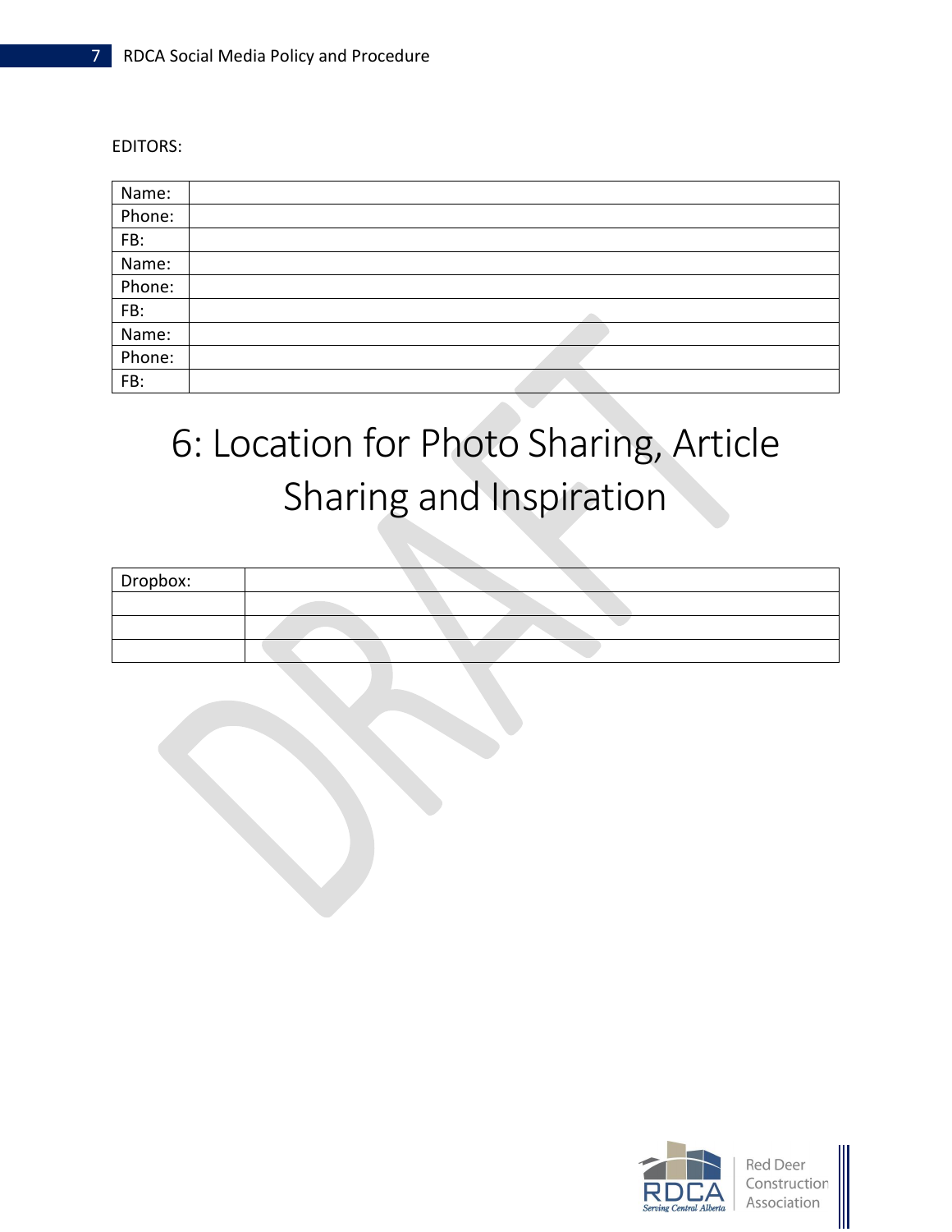EDITORS:

| Name: | |
|---|---|
| Phone: | |
| FB: | |
| Name: | |
| Phone: | |
| FB: | |
| Name: | |
| Phone: | |
| FB: | |

# 6: Location for Photo Sharing, Article Sharing and Inspiration

| Dropbox: | |
|---|---|
| | |
| | |
| | |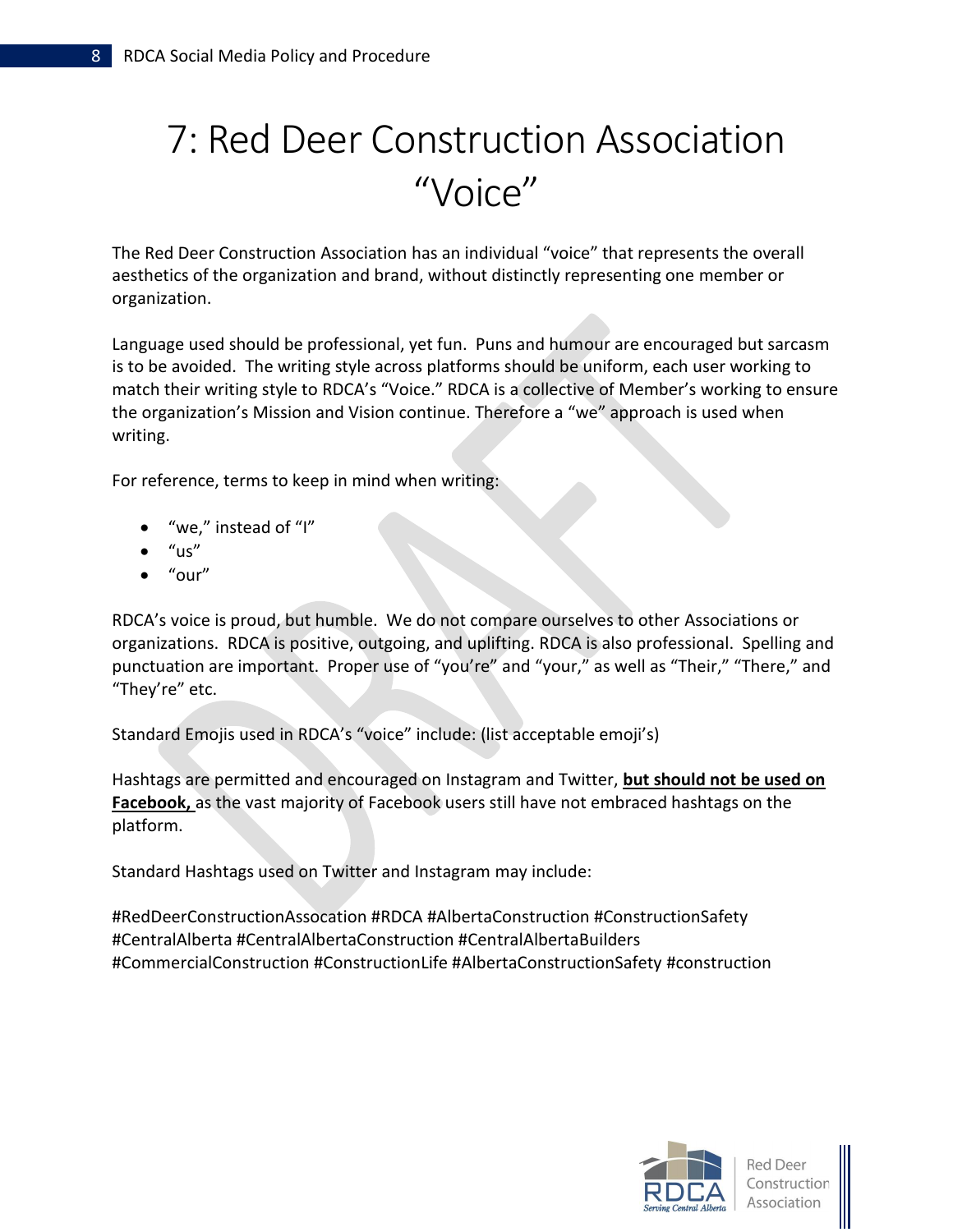# 7: Red Deer Construction Association "Voice"

The Red Deer Construction Association has an individual "voice" that represents the overall aesthetics of the organization and brand, without distinctly representing one member or organization.

Language used should be professional, yet fun. Puns and humour are encouraged but sarcasm is to be avoided. The writing style across platforms should be uniform, each user working to match their writing style to RDCA's "Voice." RDCA is a collective of Member's working to ensure the organization's Mission and Vision continue. Therefore a "we" approach is used when writing.

For reference, terms to keep in mind when writing:

- "we," instead of "I"
- "us"
- "our"

RDCA's voice is proud, but humble. We do not compare ourselves to other Associations or organizations. RDCA is positive, outgoing, and uplifting. RDCA is also professional. Spelling and punctuation are important. Proper use of "you're" and "your," as well as "Their," "There," and "They're" etc.

Standard Emojis used in RDCA's "voice" include: (list acceptable emoji's)

Hashtags are permitted and encouraged on Instagram and Twitter, **<u>but should not be used on Facebook,</u>** as the vast majority of Facebook users still have not embraced hashtags on the platform.

Standard Hashtags used on Twitter and Instagram may include:

#RedDeerConstructionAssocation #RDCA #AlbertaConstruction #ConstructionSafety #CentralAlberta #CentralAlbertaConstruction #CentralAlbertaBuilders #CommercialConstruction #ConstructionLife #AlbertaConstructionSafety #construction